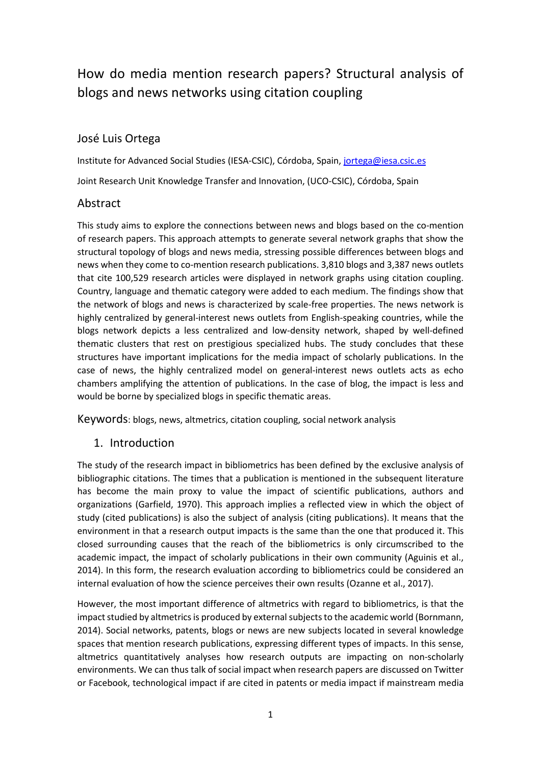# How do media mention research papers? Structural analysis of blogs and news networks using citation coupling

## José Luis Ortega

Institute for Advanced Social Studies (IESA-CSIC), Córdoba, Spain, jortega@iesa.csic.es

Joint Research Unit Knowledge Transfer and Innovation, (UCO-CSIC), Córdoba, Spain

## Abstract

This study aims to explore the connections between news and blogs based on the co-mention of research papers. This approach attempts to generate several network graphs that show the structural topology of blogs and news media, stressing possible differences between blogs and news when they come to co-mention research publications. 3,810 blogs and 3,387 news outlets that cite 100,529 research articles were displayed in network graphs using citation coupling. Country, language and thematic category were added to each medium. The findings show that the network of blogs and news is characterized by scale-free properties. The news network is highly centralized by general-interest news outlets from English-speaking countries, while the blogs network depicts a less centralized and low-density network, shaped by well-defined thematic clusters that rest on prestigious specialized hubs. The study concludes that these structures have important implications for the media impact of scholarly publications. In the case of news, the highly centralized model on general-interest news outlets acts as echo chambers amplifying the attention of publications. In the case of blog, the impact is less and would be borne by specialized blogs in specific thematic areas.

**Keywords**: blogs, news, altmetrics, citation coupling, social network analysis

## 1. Introduction

The study of the research impact in bibliometrics has been defined by the exclusive analysis of bibliographic citations. The times that a publication is mentioned in the subsequent literature has become the main proxy to value the impact of scientific publications, authors and organizations (Garfield, 1970). This approach implies a reflected view in which the object of study (cited publications) is also the subject of analysis (citing publications). It means that the environment in that a research output impacts is the same than the one that produced it. This closed surrounding causes that the reach of the bibliometrics is only circumscribed to the academic impact, the impact of scholarly publications in their own community (Aguinis et al., 2014). In this form, the research evaluation according to bibliometrics could be considered an internal evaluation of how the science perceives their own results (Ozanne et al., 2017).

However, the most important difference of altmetrics with regard to bibliometrics, is that the impact studied by altmetrics is produced by external subjects to the academic world (Bornmann, 2014). Social networks, patents, blogs or news are new subjects located in several knowledge spaces that mention research publications, expressing different types of impacts. In this sense, altmetrics quantitatively analyses how research outputs are impacting on non-scholarly environments. We can thus talk of social impact when research papers are discussed on Twitter or Facebook, technological impact if are cited in patents or media impact if mainstream media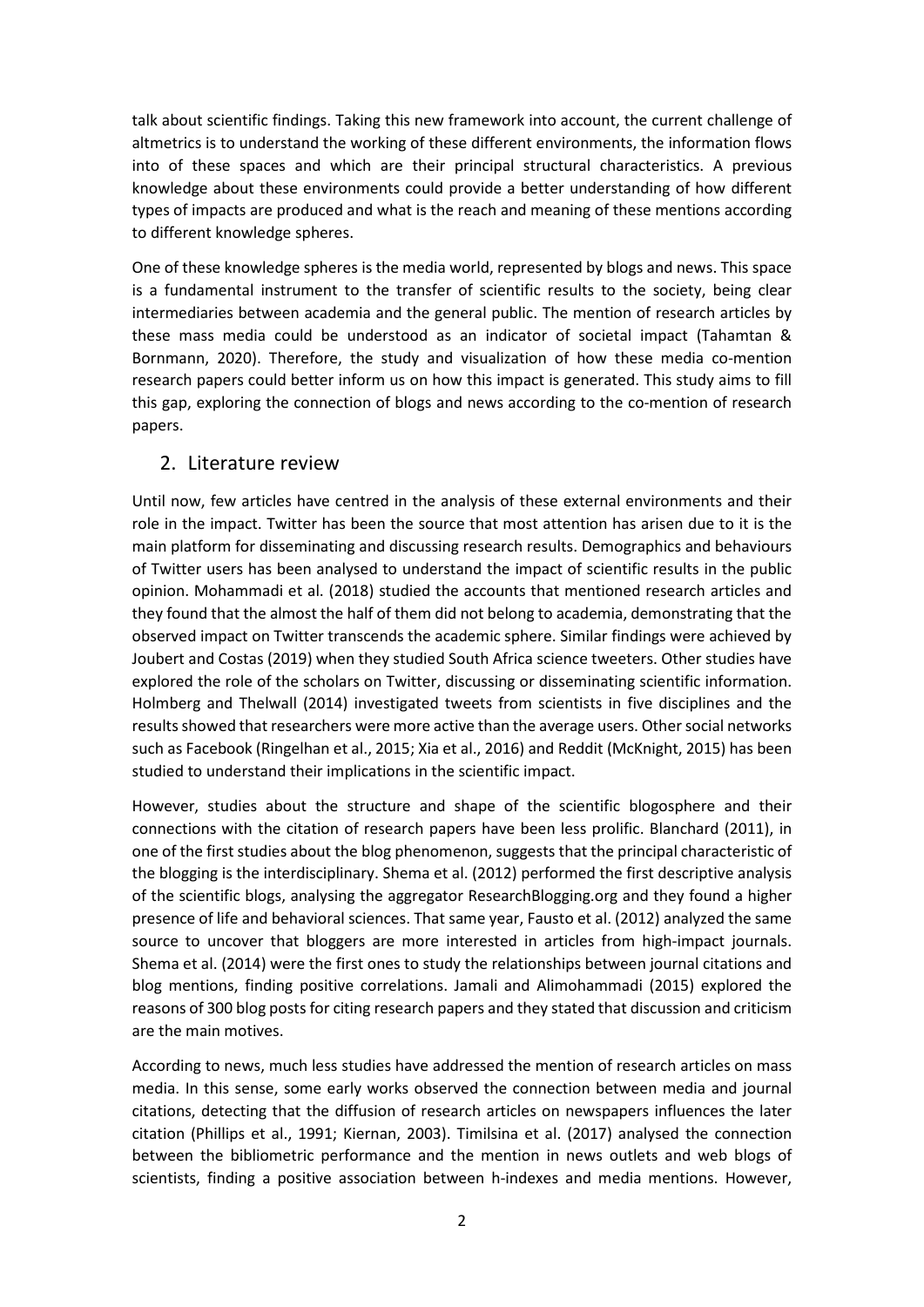talk about scientific findings. Taking this new framework into account, the current challenge of altmetrics is to understand the working of these different environments, the information flows into of these spaces and which are their principal structural characteristics. A previous knowledge about these environments could provide a better understanding of how different types of impacts are produced and what is the reach and meaning of these mentions according to different knowledge spheres.

One of these knowledge spheres is the media world, represented by blogs and news. This space is a fundamental instrument to the transfer of scientific results to the society, being clear intermediaries between academia and the general public. The mention of research articles by these mass media could be understood as an indicator of societal impact (Tahamtan & Bornmann, 2020). Therefore, the study and visualization of how these media co-mention research papers could better inform us on how this impact is generated. This study aims to fill this gap, exploring the connection of blogs and news according to the co-mention of research papers.

## 2. Literature review

Until now, few articles have centred in the analysis of these external environments and their role in the impact. Twitter has been the source that most attention has arisen due to it is the main platform for disseminating and discussing research results. Demographics and behaviours of Twitter users has been analysed to understand the impact of scientific results in the public opinion. Mohammadi et al. (2018) studied the accounts that mentioned research articles and they found that the almost the half of them did not belong to academia, demonstrating that the observed impact on Twitter transcends the academic sphere. Similar findings were achieved by Joubert and Costas (2019) when they studied South Africa science tweeters. Other studies have explored the role of the scholars on Twitter, discussing or disseminating scientific information. Holmberg and Thelwall (2014) investigated tweets from scientists in five disciplines and the results showed that researchers were more active than the average users. Other social networks such as Facebook (Ringelhan et al., 2015; Xia et al., 2016) and Reddit (McKnight, 2015) has been studied to understand their implications in the scientific impact.

However, studies about the structure and shape of the scientific blogosphere and their connections with the citation of research papers have been less prolific. Blanchard (2011), in one of the first studies about the blog phenomenon, suggests that the principal characteristic of the blogging is the interdisciplinary. Shema et al. (2012) performed the first descriptive analysis of the scientific blogs, analysing the aggregator ResearchBlogging.org and they found a higher presence of life and behavioral sciences. That same year, Fausto et al. (2012) analyzed the same source to uncover that bloggers are more interested in articles from high-impact journals. Shema et al. (2014) were the first ones to study the relationships between journal citations and blog mentions, finding positive correlations. Jamali and Alimohammadi (2015) explored the reasons of 300 blog posts for citing research papers and they stated that discussion and criticism are the main motives.

According to news, much less studies have addressed the mention of research articles on mass media. In this sense, some early works observed the connection between media and journal citations, detecting that the diffusion of research articles on newspapers influences the later citation (Phillips et al., 1991; Kiernan, 2003). Timilsina et al. (2017) analysed the connection between the bibliometric performance and the mention in news outlets and web blogs of scientists, finding a positive association between h-indexes and media mentions. However,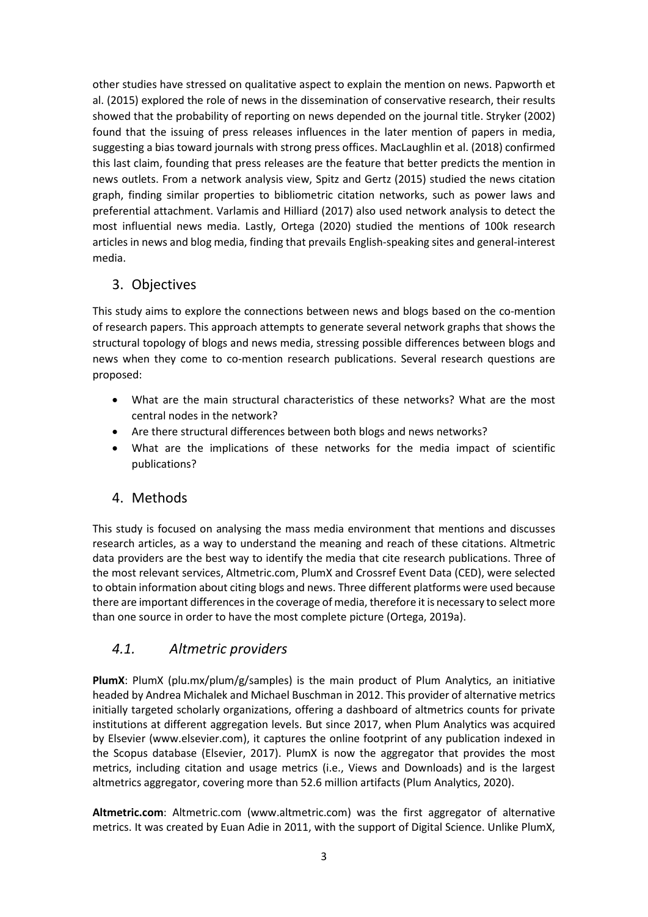other studies have stressed on qualitative aspect to explain the mention on news. Papworth et al. (2015) explored the role of news in the dissemination of conservative research, their results showed that the probability of reporting on news depended on the journal title. Stryker (2002) found that the issuing of press releases influences in the later mention of papers in media, suggesting a bias toward journals with strong press offices. MacLaughlin et al. (2018) confirmed this last claim, founding that press releases are the feature that better predicts the mention in news outlets. From a network analysis view, Spitz and Gertz (2015) studied the news citation graph, finding similar properties to bibliometric citation networks, such as power laws and preferential attachment. Varlamis and Hilliard (2017) also used network analysis to detect the most influential news media. Lastly, Ortega (2020) studied the mentions of 100k research articles in news and blog media, finding that prevails English-speaking sites and general-interest media.

## 3. Objectives

This study aims to explore the connections between news and blogs based on the co-mention of research papers. This approach attempts to generate several network graphs that shows the structural topology of blogs and news media, stressing possible differences between blogs and news when they come to co-mention research publications. Several research questions are proposed:

- What are the main structural characteristics of these networks? What are the most central nodes in the network?
- Are there structural differences between both blogs and news networks?
- What are the implications of these networks for the media impact of scientific publications?

## 4. Methods

This study is focused on analysing the mass media environment that mentions and discusses research articles, as a way to understand the meaning and reach of these citations. Altmetric data providers are the best way to identify the media that cite research publications. Three of the most relevant services, Altmetric.com, PlumX and Crossref Event Data (CED), were selected to obtain information about citing blogs and news. Three different platforms were used because there are important differences in the coverage of media, therefore it is necessary to select more than one source in order to have the most complete picture (Ortega, 2019a).

### *4.1. Altmetric providers*

**PlumX**: PlumX (plu.mx/plum/g/samples) is the main product of Plum Analytics, an initiative headed by Andrea Michalek and Michael Buschman in 2012. This provider of alternative metrics initially targeted scholarly organizations, offering a dashboard of altmetrics counts for private institutions at different aggregation levels. But since 2017, when Plum Analytics was acquired by Elsevier (www.elsevier.com), it captures the online footprint of any publication indexed in the Scopus database (Elsevier, 2017). PlumX is now the aggregator that provides the most metrics, including citation and usage metrics (i.e., Views and Downloads) and is the largest altmetrics aggregator, covering more than 52.6 million artifacts (Plum Analytics, 2020).

**Altmetric.com**: Altmetric.com (www.altmetric.com) was the first aggregator of alternative metrics. It was created by Euan Adie in 2011, with the support of Digital Science. Unlike PlumX,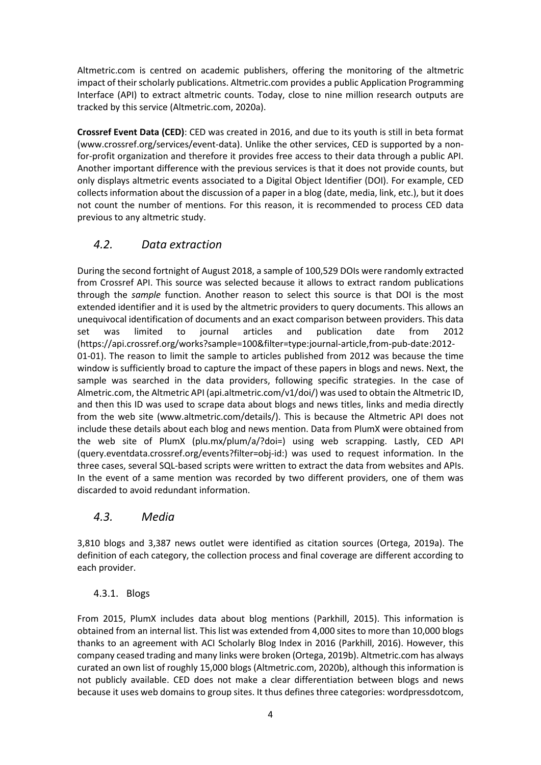Altmetric.com is centred on academic publishers, offering the monitoring of the altmetric impact of their scholarly publications. Altmetric.com provides a public Application Programming Interface (API) to extract altmetric counts. Today, close to nine million research outputs are tracked by this service (Altmetric.com, 2020a).

**Crossref Event Data (CED)**: CED was created in 2016, and due to its youth is still in beta format (www.crossref.org/services/event-data). Unlike the other services, CED is supported by a non-for-profit organization and therefore it provides free access to their data through a public API. Another important difference with the previous services is that it does not provide counts, but only displays altmetric events associated to a Digital Object Identifier (DOI). For example, CED collects information about the discussion of a paper in a blog (date, media, link, etc.), but it does not count the number of mentions. For this reason, it is recommended to process CED data previous to any altmetric study.

## *4.2. Data extraction*

During the second fortnight of August 2018, a sample of 100,529 DOIs were randomly extracted from Crossref API. This source was selected because it allows to extract random publications through the *sample* function. Another reason to select this source is that DOI is the most extended identifier and it is used by the altmetric providers to query documents. This allows an unequivocal identification of documents and an exact comparison between providers. This data set was limited to journal articles and publication date from 2012 (https://api.crossref.org/works?sample=100&filter=type:journal-article,from-pub-date:2012-01-01). The reason to limit the sample to articles published from 2012 was because the time window is sufficiently broad to capture the impact of these papers in blogs and news. Next, the sample was searched in the data providers, following specific strategies. In the case of Almetric.com, the Altmetric API (api.altmetric.com/v1/doi/) was used to obtain the Altmetric ID, and then this ID was used to scrape data about blogs and news titles, links and media directly from the web site (www.altmetric.com/details/). This is because the Altmetric API does not include these details about each blog and news mention. Data from PlumX were obtained from the web site of PlumX (plu.mx/plum/a/?doi=) using web scrapping. Lastly, CED API (query.eventdata.crossref.org/events?filter=obj-id:) was used to request information. In the three cases, several SQL-based scripts were written to extract the data from websites and APIs. In the event of a same mention was recorded by two different providers, one of them was discarded to avoid redundant information.

## *4.3. Media*

3,810 blogs and 3,387 news outlet were identified as citation sources (Ortega, 2019a). The definition of each category, the collection process and final coverage are different according to each provider.

### 4.3.1. Blogs

From 2015, PlumX includes data about blog mentions (Parkhill, 2015). This information is obtained from an internal list. This list was extended from 4,000 sites to more than 10,000 blogs thanks to an agreement with ACI Scholarly Blog Index in 2016 (Parkhill, 2016). However, this company ceased trading and many links were broken (Ortega, 2019b). Altmetric.com has always curated an own list of roughly 15,000 blogs (Altmetric.com, 2020b), although this information is not publicly available. CED does not make a clear differentiation between blogs and news because it uses web domains to group sites. It thus defines three categories: wordpressdotcom,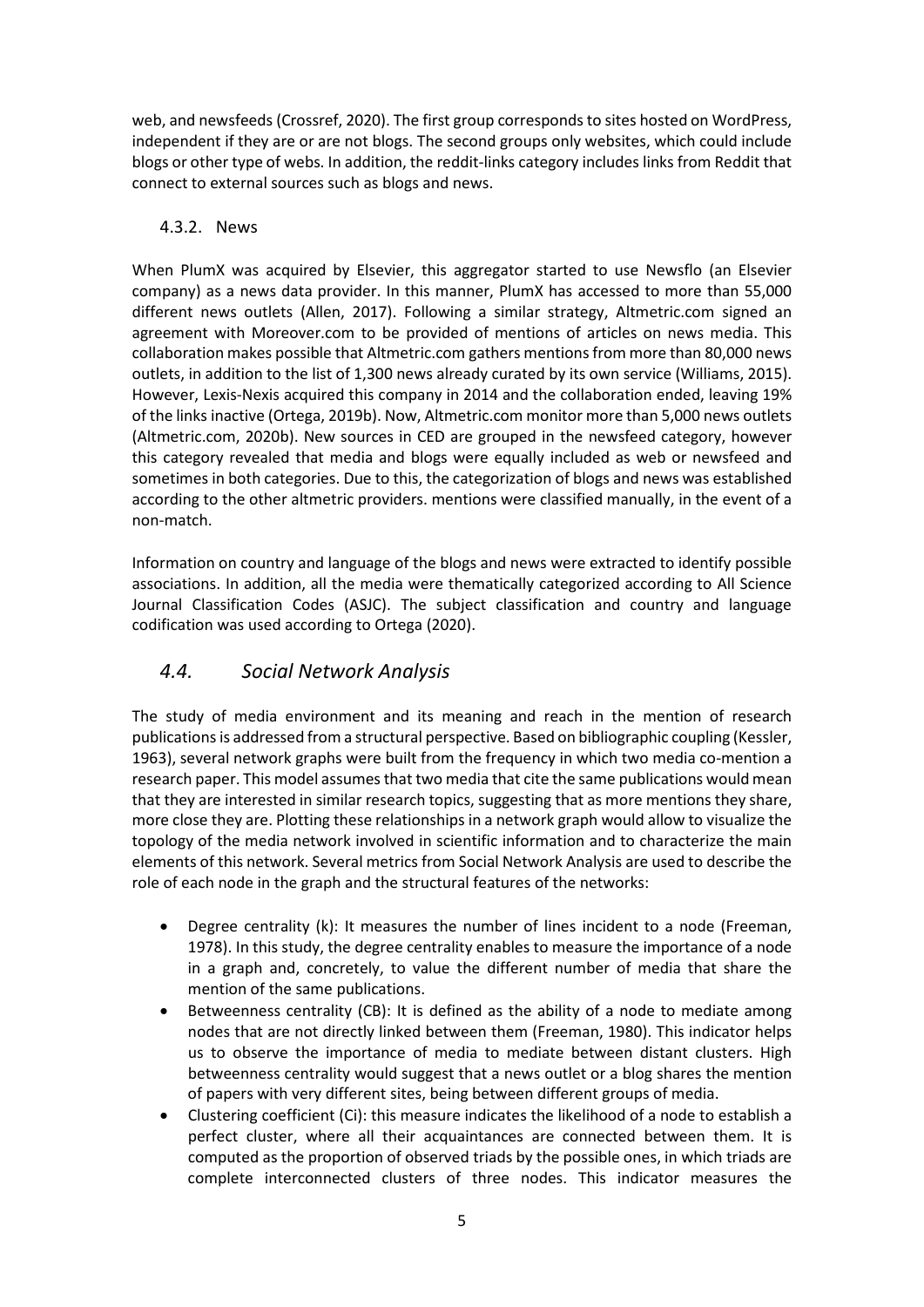web, and newsfeeds (Crossref, 2020). The first group corresponds to sites hosted on WordPress, independent if they are or are not blogs. The second groups only websites, which could include blogs or other type of webs. In addition, the reddit-links category includes links from Reddit that connect to external sources such as blogs and news.

### 4.3.2. News

When PlumX was acquired by Elsevier, this aggregator started to use Newsflo (an Elsevier company) as a news data provider. In this manner, PlumX has accessed to more than 55,000 different news outlets (Allen, 2017). Following a similar strategy, Altmetric.com signed an agreement with Moreover.com to be provided of mentions of articles on news media. This collaboration makes possible that Altmetric.com gathers mentions from more than 80,000 news outlets, in addition to the list of 1,300 news already curated by its own service (Williams, 2015). However, Lexis-Nexis acquired this company in 2014 and the collaboration ended, leaving 19% of the links inactive (Ortega, 2019b). Now, Altmetric.com monitor more than 5,000 news outlets (Altmetric.com, 2020b). New sources in CED are grouped in the newsfeed category, however this category revealed that media and blogs were equally included as web or newsfeed and sometimes in both categories. Due to this, the categorization of blogs and news was established according to the other altmetric providers. mentions were classified manually, in the event of a non-match.

Information on country and language of the blogs and news were extracted to identify possible associations. In addition, all the media were thematically categorized according to All Science Journal Classification Codes (ASJC). The subject classification and country and language codification was used according to Ortega (2020).

## *4.4. Social Network Analysis*

The study of media environment and its meaning and reach in the mention of research publications is addressed from a structural perspective. Based on bibliographic coupling (Kessler, 1963), several network graphs were built from the frequency in which two media co-mention a research paper. This model assumes that two media that cite the same publications would mean that they are interested in similar research topics, suggesting that as more mentions they share, more close they are. Plotting these relationships in a network graph would allow to visualize the topology of the media network involved in scientific information and to characterize the main elements of this network. Several metrics from Social Network Analysis are used to describe the role of each node in the graph and the structural features of the networks:

- Degree centrality (k): It measures the number of lines incident to a node (Freeman, 1978). In this study, the degree centrality enables to measure the importance of a node in a graph and, concretely, to value the different number of media that share the mention of the same publications.
- Betweenness centrality (CB): It is defined as the ability of a node to mediate among nodes that are not directly linked between them (Freeman, 1980). This indicator helps us to observe the importance of media to mediate between distant clusters. High betweenness centrality would suggest that a news outlet or a blog shares the mention of papers with very different sites, being between different groups of media.
- Clustering coefficient (Ci): this measure indicates the likelihood of a node to establish a perfect cluster, where all their acquaintances are connected between them. It is computed as the proportion of observed triads by the possible ones, in which triads are complete interconnected clusters of three nodes. This indicator measures the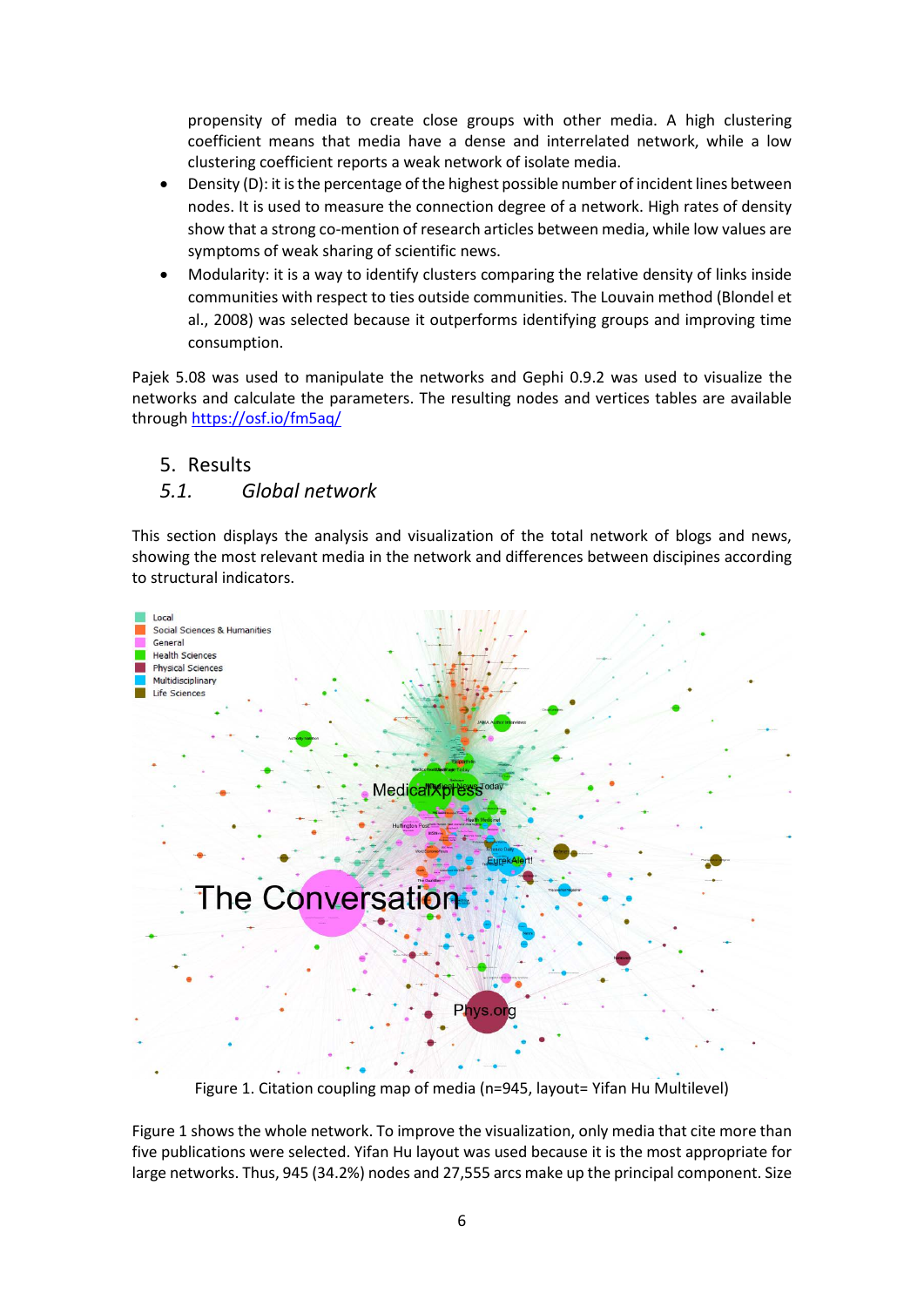propensity of media to create close groups with other media. A high clustering coefficient means that media have a dense and interrelated network, while a low clustering coefficient reports a weak network of isolate media.

- Density (D): it is the percentage of the highest possible number of incident lines between nodes. It is used to measure the connection degree of a network. High rates of density show that a strong co-mention of research articles between media, while low values are symptoms of weak sharing of scientific news.
- Modularity: it is a way to identify clusters comparing the relative density of links inside communities with respect to ties outside communities. The Louvain method (Blondel et al., 2008) was selected because it outperforms identifying groups and improving time consumption.

Pajek 5.08 was used to manipulate the networks and Gephi 0.9.2 was used to visualize the networks and calculate the parameters. The resulting nodes and vertices tables are available through https://osf.io/fm5aq/

## 5. Results

### *5.1. Global network*

This section displays the analysis and visualization of the total network of blogs and news, showing the most relevant media in the network and differences between discipines according to structural indicators.

Figure 1. Citation coupling map of media (n=945, layout= Yifan Hu Multilevel)

Figure 1 shows the whole network. To improve the visualization, only media that cite more than five publications were selected. Yifan Hu layout was used because it is the most appropriate for large networks. Thus, 945 (34.2%) nodes and 27,555 arcs make up the principal component. Size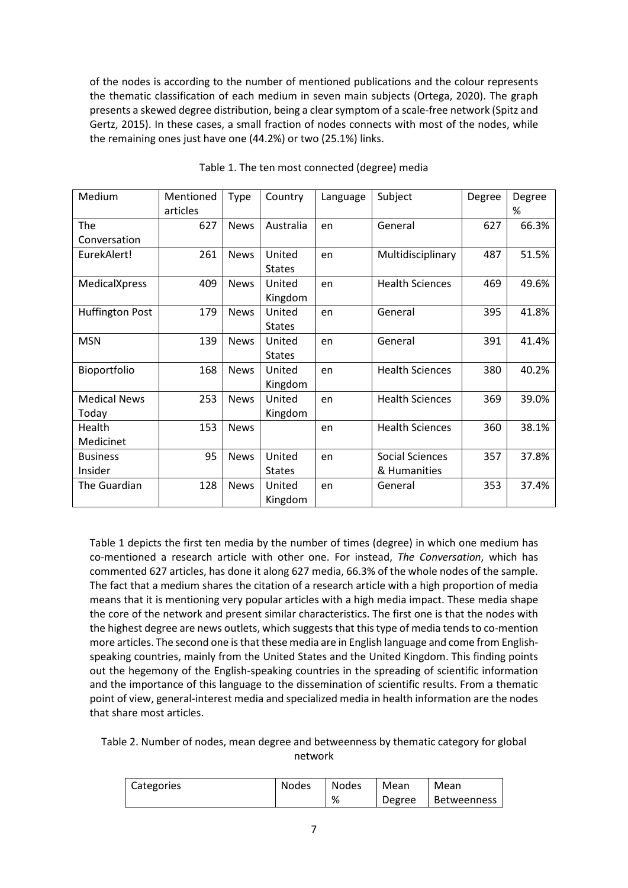of the nodes is according to the number of mentioned publications and the colour represents the thematic classification of each medium in seven main subjects (Ortega, 2020). The graph presents a skewed degree distribution, being a clear symptom of a scale-free network (Spitz and Gertz, 2015). In these cases, a small fraction of nodes connects with most of the nodes, while the remaining ones just have one (44.2%) or two (25.1%) links.

Table 1. The ten most connected (degree) media

| Medium | Mentioned articles | Type | Country | Language | Subject | Degree | Degree % |
|---|---|---|---|---|---|---|---|
| The Conversation | 627 | News | Australia | en | General | 627 | 66.3% |
| EurekAlert! | 261 | News | United States | en | Multidisciplinary | 487 | 51.5% |
| MedicalXpress | 409 | News | United Kingdom | en | Health Sciences | 469 | 49.6% |
| Huffington Post | 179 | News | United States | en | General | 395 | 41.8% |
| MSN | 139 | News | United States | en | General | 391 | 41.4% |
| Bioportfolio | 168 | News | United Kingdom | en | Health Sciences | 380 | 40.2% |
| Medical News Today | 253 | News | United Kingdom | en | Health Sciences | 369 | 39.0% |
| Health Medicinet | 153 | News | | en | Health Sciences | 360 | 38.1% |
| Business Insider | 95 | News | United States | en | Social Sciences & Humanities | 357 | 37.8% |
| The Guardian | 128 | News | United Kingdom | en | General | 353 | 37.4% |

Table 1 depicts the first ten media by the number of times (degree) in which one medium has co-mentioned a research article with other one. For instead, *The Conversation*, which has commented 627 articles, has done it along 627 media, 66.3% of the whole nodes of the sample. The fact that a medium shares the citation of a research article with a high proportion of media means that it is mentioning very popular articles with a high media impact. These media shape the core of the network and present similar characteristics. The first one is that the nodes with the highest degree are news outlets, which suggests that this type of media tends to co-mention more articles. The second one is that these media are in English language and come from English-speaking countries, mainly from the United States and the United Kingdom. This finding points out the hegemony of the English-speaking countries in the spreading of scientific information and the importance of this language to the dissemination of scientific results. From a thematic point of view, general-interest media and specialized media in health information are the nodes that share most articles.

Table 2. Number of nodes, mean degree and betweenness by thematic category for global network

| Categories | Nodes | Nodes % | Mean Degree | Mean Betweenness |
|---|---|---|---|---|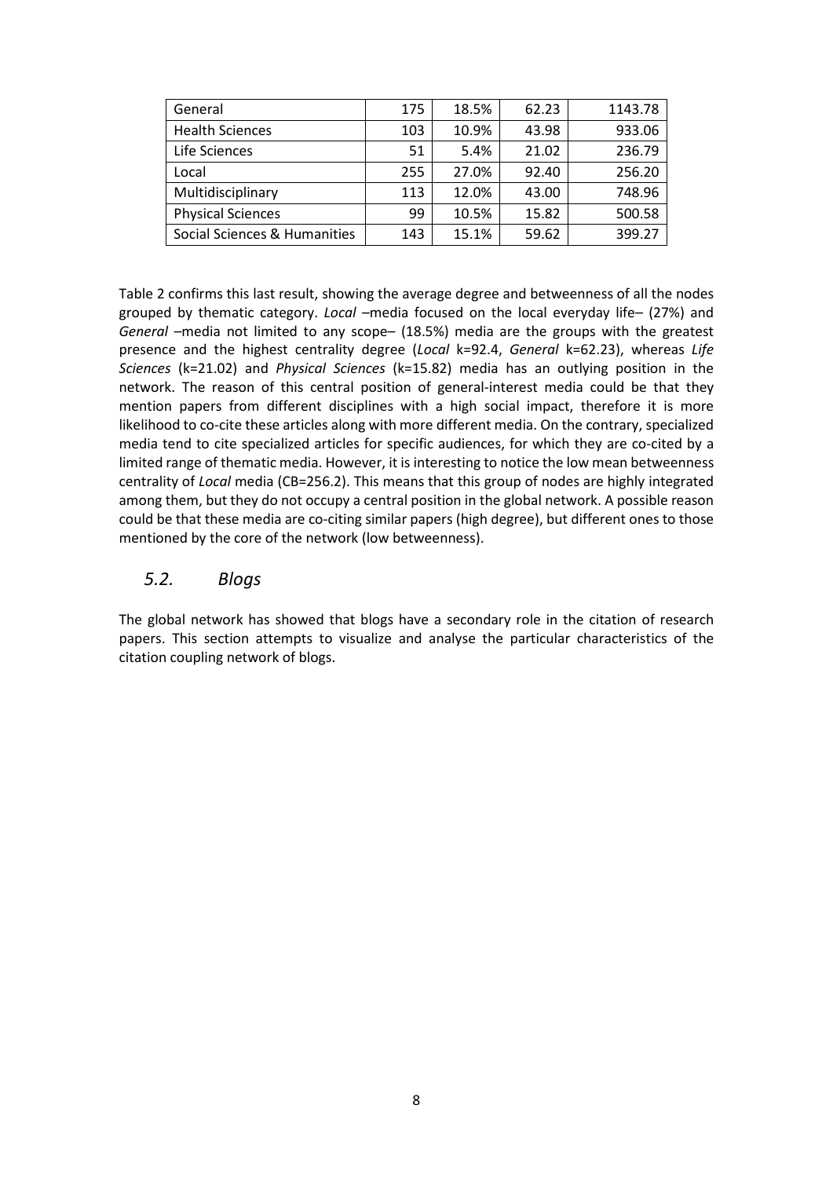| General | 175 | 18.5% | 62.23 | 1143.78 |
|---|---|---|---|---|
| Health Sciences | 103 | 10.9% | 43.98 | 933.06 |
| Life Sciences | 51 | 5.4% | 21.02 | 236.79 |
| Local | 255 | 27.0% | 92.40 | 256.20 |
| Multidisciplinary | 113 | 12.0% | 43.00 | 748.96 |
| Physical Sciences | 99 | 10.5% | 15.82 | 500.58 |
| Social Sciences & Humanities | 143 | 15.1% | 59.62 | 399.27 |

Table 2 confirms this last result, showing the average degree and betweenness of all the nodes grouped by thematic category. *Local* –media focused on the local everyday life– (27%) and *General* –media not limited to any scope– (18.5%) media are the groups with the greatest presence and the highest centrality degree (*Local* k=92.4, *General* k=62.23), whereas *Life Sciences* (k=21.02) and *Physical Sciences* (k=15.82) media has an outlying position in the network. The reason of this central position of general-interest media could be that they mention papers from different disciplines with a high social impact, therefore it is more likelihood to co-cite these articles along with more different media. On the contrary, specialized media tend to cite specialized articles for specific audiences, for which they are co-cited by a limited range of thematic media. However, it is interesting to notice the low mean betweenness centrality of *Local* media (CB=256.2). This means that this group of nodes are highly integrated among them, but they do not occupy a central position in the global network. A possible reason could be that these media are co-citing similar papers (high degree), but different ones to those mentioned by the core of the network (low betweenness).

## *5.2. Blogs*

The global network has showed that blogs have a secondary role in the citation of research papers. This section attempts to visualize and analyse the particular characteristics of the citation coupling network of blogs.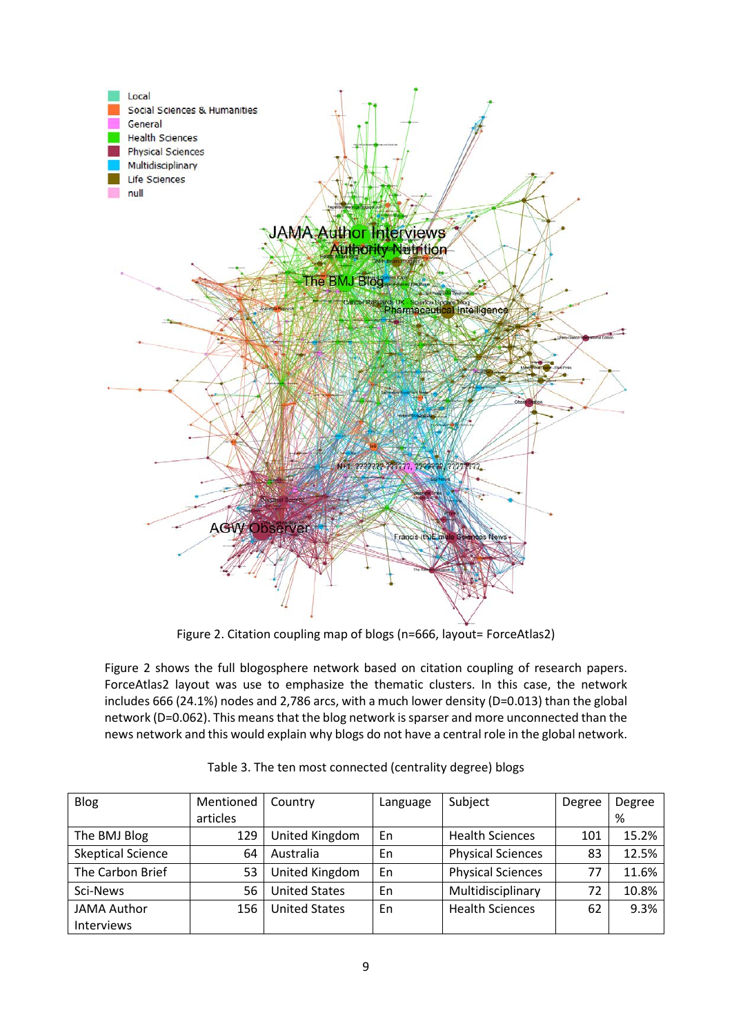Figure 2. Citation coupling map of blogs (n=666, layout= ForceAtlas2)

Figure 2 shows the full blogosphere network based on citation coupling of research papers. ForceAtlas2 layout was use to emphasize the thematic clusters. In this case, the network includes 666 (24.1%) nodes and 2,786 arcs, with a much lower density (D=0.013) than the global network (D=0.062). This means that the blog network is sparser and more unconnected than the news network and this would explain why blogs do not have a central role in the global network.

Table 3. The ten most connected (centrality degree) blogs

| Blog | Mentioned articles | Country | Language | Subject | Degree | Degree % |
|---|---|---|---|---|---|---|
| The BMJ Blog | 129 | United Kingdom | En | Health Sciences | 101 | 15.2% |
| Skeptical Science | 64 | Australia | En | Physical Sciences | 83 | 12.5% |
| The Carbon Brief | 53 | United Kingdom | En | Physical Sciences | 77 | 11.6% |
| Sci-News | 56 | United States | En | Multidisciplinary | 72 | 10.8% |
| JAMA Author Interviews | 156 | United States | En | Health Sciences | 62 | 9.3% |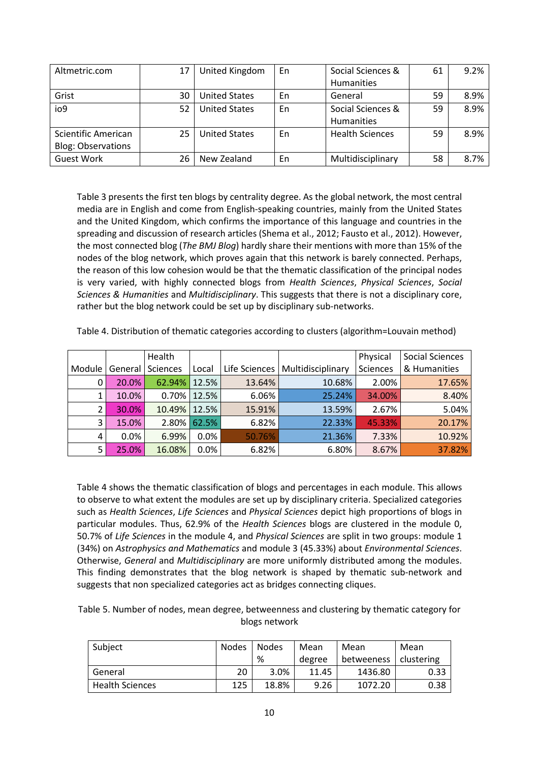| Altmetric.com | 17 | United Kingdom | En | Social Sciences & Humanities | 61 | 9.2% |
|---|---|---|---|---|---|---|
| Grist | 30 | United States | En | General | 59 | 8.9% |
| io9 | 52 | United States | En | Social Sciences & Humanities | 59 | 8.9% |
| Scientific American Blog: Observations | 25 | United States | En | Health Sciences | 59 | 8.9% |
| Guest Work | 26 | New Zealand | En | Multidisciplinary | 58 | 8.7% |

Table 3 presents the first ten blogs by centrality degree. As the global network, the most central media are in English and come from English-speaking countries, mainly from the United States and the United Kingdom, which confirms the importance of this language and countries in the spreading and discussion of research articles (Shema et al., 2012; Fausto et al., 2012). However, the most connected blog (*The BMJ Blog*) hardly share their mentions with more than 15% of the nodes of the blog network, which proves again that this network is barely connected. Perhaps, the reason of this low cohesion would be that the thematic classification of the principal nodes is very varied, with highly connected blogs from *Health Sciences*, *Physical Sciences*, *Social Sciences & Humanities* and *Multidisciplinary*. This suggests that there is not a disciplinary core, rather but the blog network could be set up by disciplinary sub-networks.

Table 4. Distribution of thematic categories according to clusters (algorithm=Louvain method)

| Module | General | Health Sciences | Local | Life Sciences | Multidisciplinary | Physical Sciences | Social Sciences & Humanities |
|---|---|---|---|---|---|---|---|
| 0 | 20.0% | 62.94% | 12.5% | 13.64% | 10.68% | 2.00% | 17.65% |
| 1 | 10.0% | 0.70% | 12.5% | 6.06% | 25.24% | 34.00% | 8.40% |
| 2 | 30.0% | 10.49% | 12.5% | 15.91% | 13.59% | 2.67% | 5.04% |
| 3 | 15.0% | 2.80% | 62.5% | 6.82% | 22.33% | 45.33% | 20.17% |
| 4 | 0.0% | 6.99% | 0.0% | 50.76% | 21.36% | 7.33% | 10.92% |
| 5 | 25.0% | 16.08% | 0.0% | 6.82% | 6.80% | 8.67% | 37.82% |

Table 4 shows the thematic classification of blogs and percentages in each module. This allows to observe to what extent the modules are set up by disciplinary criteria. Specialized categories such as *Health Sciences*, *Life Sciences* and *Physical Sciences* depict high proportions of blogs in particular modules. Thus, 62.9% of the *Health Sciences* blogs are clustered in the module 0, 50.7% of *Life Sciences* in the module 4, and *Physical Sciences* are split in two groups: module 1 (34%) on *Astrophysics and Mathematics* and module 3 (45.33%) about *Environmental Sciences*. Otherwise, *General* and *Multidisciplinary* are more uniformly distributed among the modules. This finding demonstrates that the blog network is shaped by thematic sub-network and suggests that non specialized categories act as bridges connecting cliques.

Table 5. Number of nodes, mean degree, betweenness and clustering by thematic category for blogs network

| Subject | Nodes | Nodes % | Mean degree | Mean betweeness | Mean clustering |
|---|---|---|---|---|---|
| General | 20 | 3.0% | 11.45 | 1436.80 | 0.33 |
| Health Sciences | 125 | 18.8% | 9.26 | 1072.20 | 0.38 |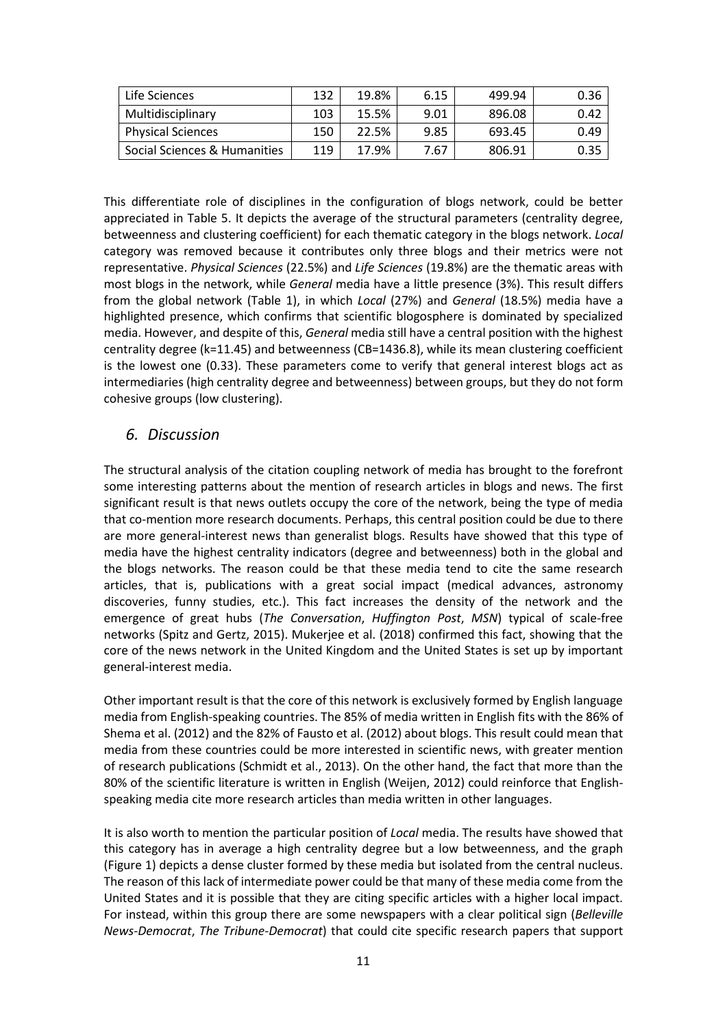| Life Sciences | 132 | 19.8% | 6.15 | 499.94 | 0.36 |
|---|---|---|---|---|---|
| Multidisciplinary | 103 | 15.5% | 9.01 | 896.08 | 0.42 |
| Physical Sciences | 150 | 22.5% | 9.85 | 693.45 | 0.49 |
| Social Sciences & Humanities | 119 | 17.9% | 7.67 | 806.91 | 0.35 |

This differentiate role of disciplines in the configuration of blogs network, could be better appreciated in Table 5. It depicts the average of the structural parameters (centrality degree, betweenness and clustering coefficient) for each thematic category in the blogs network. *Local* category was removed because it contributes only three blogs and their metrics were not representative. *Physical Sciences* (22.5%) and *Life Sciences* (19.8%) are the thematic areas with most blogs in the network, while *General* media have a little presence (3%). This result differs from the global network (Table 1), in which *Local* (27%) and *General* (18.5%) media have a highlighted presence, which confirms that scientific blogosphere is dominated by specialized media. However, and despite of this, *General* media still have a central position with the highest centrality degree (k=11.45) and betweenness (CB=1436.8), while its mean clustering coefficient is the lowest one (0.33). These parameters come to verify that general interest blogs act as intermediaries (high centrality degree and betweenness) between groups, but they do not form cohesive groups (low clustering).

## 6. Discussion

The structural analysis of the citation coupling network of media has brought to the forefront some interesting patterns about the mention of research articles in blogs and news. The first significant result is that news outlets occupy the core of the network, being the type of media that co-mention more research documents. Perhaps, this central position could be due to there are more general-interest news than generalist blogs. Results have showed that this type of media have the highest centrality indicators (degree and betweenness) both in the global and the blogs networks. The reason could be that these media tend to cite the same research articles, that is, publications with a great social impact (medical advances, astronomy discoveries, funny studies, etc.). This fact increases the density of the network and the emergence of great hubs (*The Conversation*, *Huffington Post*, *MSN*) typical of scale-free networks (Spitz and Gertz, 2015). Mukerjee et al. (2018) confirmed this fact, showing that the core of the news network in the United Kingdom and the United States is set up by important general-interest media.

Other important result is that the core of this network is exclusively formed by English language media from English-speaking countries. The 85% of media written in English fits with the 86% of Shema et al. (2012) and the 82% of Fausto et al. (2012) about blogs. This result could mean that media from these countries could be more interested in scientific news, with greater mention of research publications (Schmidt et al., 2013). On the other hand, the fact that more than the 80% of the scientific literature is written in English (Weijen, 2012) could reinforce that English-speaking media cite more research articles than media written in other languages.

It is also worth to mention the particular position of *Local* media. The results have showed that this category has in average a high centrality degree but a low betweenness, and the graph (Figure 1) depicts a dense cluster formed by these media but isolated from the central nucleus. The reason of this lack of intermediate power could be that many of these media come from the United States and it is possible that they are citing specific articles with a higher local impact. For instead, within this group there are some newspapers with a clear political sign (*Belleville News-Democrat*, *The Tribune-Democrat*) that could cite specific research papers that support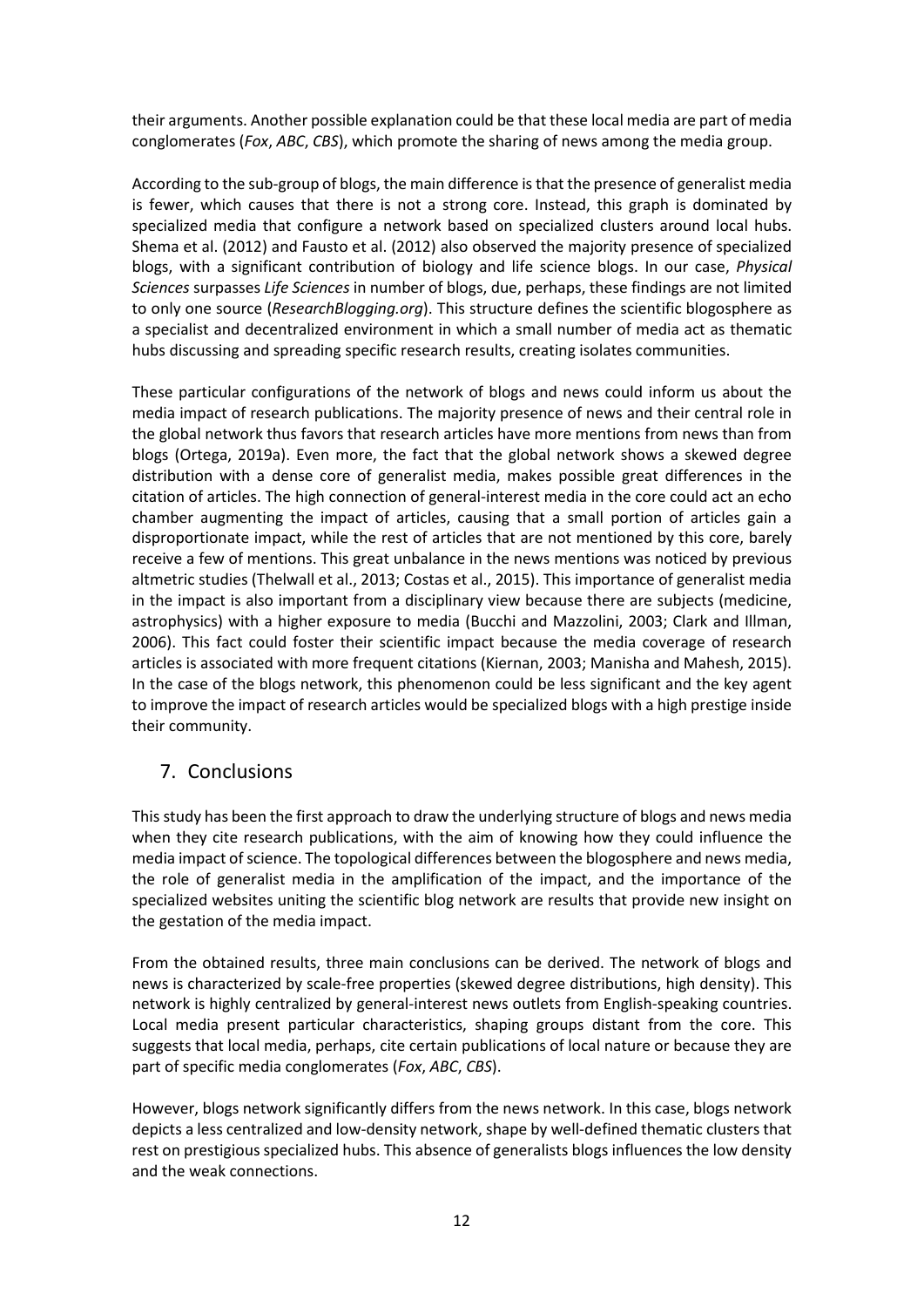their arguments. Another possible explanation could be that these local media are part of media conglomerates (*Fox*, *ABC*, *CBS*), which promote the sharing of news among the media group.

According to the sub-group of blogs, the main difference is that the presence of generalist media is fewer, which causes that there is not a strong core. Instead, this graph is dominated by specialized media that configure a network based on specialized clusters around local hubs. Shema et al. (2012) and Fausto et al. (2012) also observed the majority presence of specialized blogs, with a significant contribution of biology and life science blogs. In our case, *Physical Sciences* surpasses *Life Sciences* in number of blogs, due, perhaps, these findings are not limited to only one source (*ResearchBlogging.org*). This structure defines the scientific blogosphere as a specialist and decentralized environment in which a small number of media act as thematic hubs discussing and spreading specific research results, creating isolates communities.

These particular configurations of the network of blogs and news could inform us about the media impact of research publications. The majority presence of news and their central role in the global network thus favors that research articles have more mentions from news than from blogs (Ortega, 2019a). Even more, the fact that the global network shows a skewed degree distribution with a dense core of generalist media, makes possible great differences in the citation of articles. The high connection of general-interest media in the core could act an echo chamber augmenting the impact of articles, causing that a small portion of articles gain a disproportionate impact, while the rest of articles that are not mentioned by this core, barely receive a few of mentions. This great unbalance in the news mentions was noticed by previous altmetric studies (Thelwall et al., 2013; Costas et al., 2015). This importance of generalist media in the impact is also important from a disciplinary view because there are subjects (medicine, astrophysics) with a higher exposure to media (Bucchi and Mazzolini, 2003; Clark and Illman, 2006). This fact could foster their scientific impact because the media coverage of research articles is associated with more frequent citations (Kiernan, 2003; Manisha and Mahesh, 2015). In the case of the blogs network, this phenomenon could be less significant and the key agent to improve the impact of research articles would be specialized blogs with a high prestige inside their community.

## 7. Conclusions

This study has been the first approach to draw the underlying structure of blogs and news media when they cite research publications, with the aim of knowing how they could influence the media impact of science. The topological differences between the blogosphere and news media, the role of generalist media in the amplification of the impact, and the importance of the specialized websites uniting the scientific blog network are results that provide new insight on the gestation of the media impact.

From the obtained results, three main conclusions can be derived. The network of blogs and news is characterized by scale-free properties (skewed degree distributions, high density). This network is highly centralized by general-interest news outlets from English-speaking countries. Local media present particular characteristics, shaping groups distant from the core. This suggests that local media, perhaps, cite certain publications of local nature or because they are part of specific media conglomerates (*Fox*, *ABC*, *CBS*).

However, blogs network significantly differs from the news network. In this case, blogs network depicts a less centralized and low-density network, shape by well-defined thematic clusters that rest on prestigious specialized hubs. This absence of generalists blogs influences the low density and the weak connections.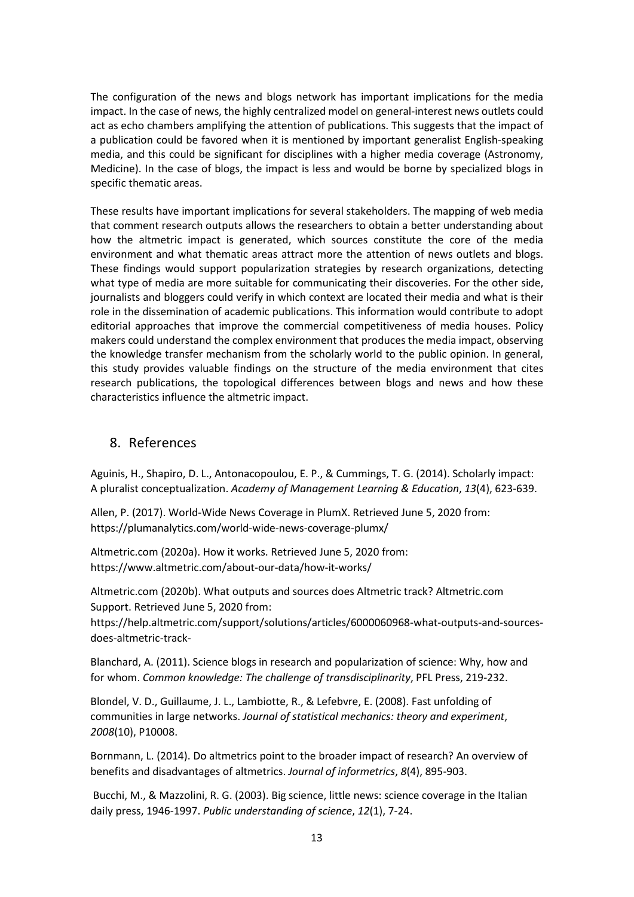The configuration of the news and blogs network has important implications for the media impact. In the case of news, the highly centralized model on general-interest news outlets could act as echo chambers amplifying the attention of publications. This suggests that the impact of a publication could be favored when it is mentioned by important generalist English-speaking media, and this could be significant for disciplines with a higher media coverage (Astronomy, Medicine). In the case of blogs, the impact is less and would be borne by specialized blogs in specific thematic areas.

These results have important implications for several stakeholders. The mapping of web media that comment research outputs allows the researchers to obtain a better understanding about how the altmetric impact is generated, which sources constitute the core of the media environment and what thematic areas attract more the attention of news outlets and blogs. These findings would support popularization strategies by research organizations, detecting what type of media are more suitable for communicating their discoveries. For the other side, journalists and bloggers could verify in which context are located their media and what is their role in the dissemination of academic publications. This information would contribute to adopt editorial approaches that improve the commercial competitiveness of media houses. Policy makers could understand the complex environment that produces the media impact, observing the knowledge transfer mechanism from the scholarly world to the public opinion. In general, this study provides valuable findings on the structure of the media environment that cites research publications, the topological differences between blogs and news and how these characteristics influence the altmetric impact.

## 8. References

Aguinis, H., Shapiro, D. L., Antonacopoulou, E. P., & Cummings, T. G. (2014). Scholarly impact: A pluralist conceptualization. *Academy of Management Learning & Education*, *13*(4), 623-639.

Allen, P. (2017). World-Wide News Coverage in PlumX. Retrieved June 5, 2020 from: https://plumanalytics.com/world-wide-news-coverage-plumx/

Altmetric.com (2020a). How it works. Retrieved June 5, 2020 from: https://www.altmetric.com/about-our-data/how-it-works/

Altmetric.com (2020b). What outputs and sources does Altmetric track? Altmetric.com Support. Retrieved June 5, 2020 from: https://help.altmetric.com/support/solutions/articles/6000060968-what-outputs-and-sources-does-altmetric-track-

Blanchard, A. (2011). Science blogs in research and popularization of science: Why, how and for whom. *Common knowledge: The challenge of transdisciplinarity*, PFL Press, 219-232.

Blondel, V. D., Guillaume, J. L., Lambiotte, R., & Lefebvre, E. (2008). Fast unfolding of communities in large networks. *Journal of statistical mechanics: theory and experiment*, *2008*(10), P10008.

Bornmann, L. (2014). Do altmetrics point to the broader impact of research? An overview of benefits and disadvantages of altmetrics. *Journal of informetrics*, *8*(4), 895-903.

Bucchi, M., & Mazzolini, R. G. (2003). Big science, little news: science coverage in the Italian daily press, 1946-1997. *Public understanding of science*, *12*(1), 7-24.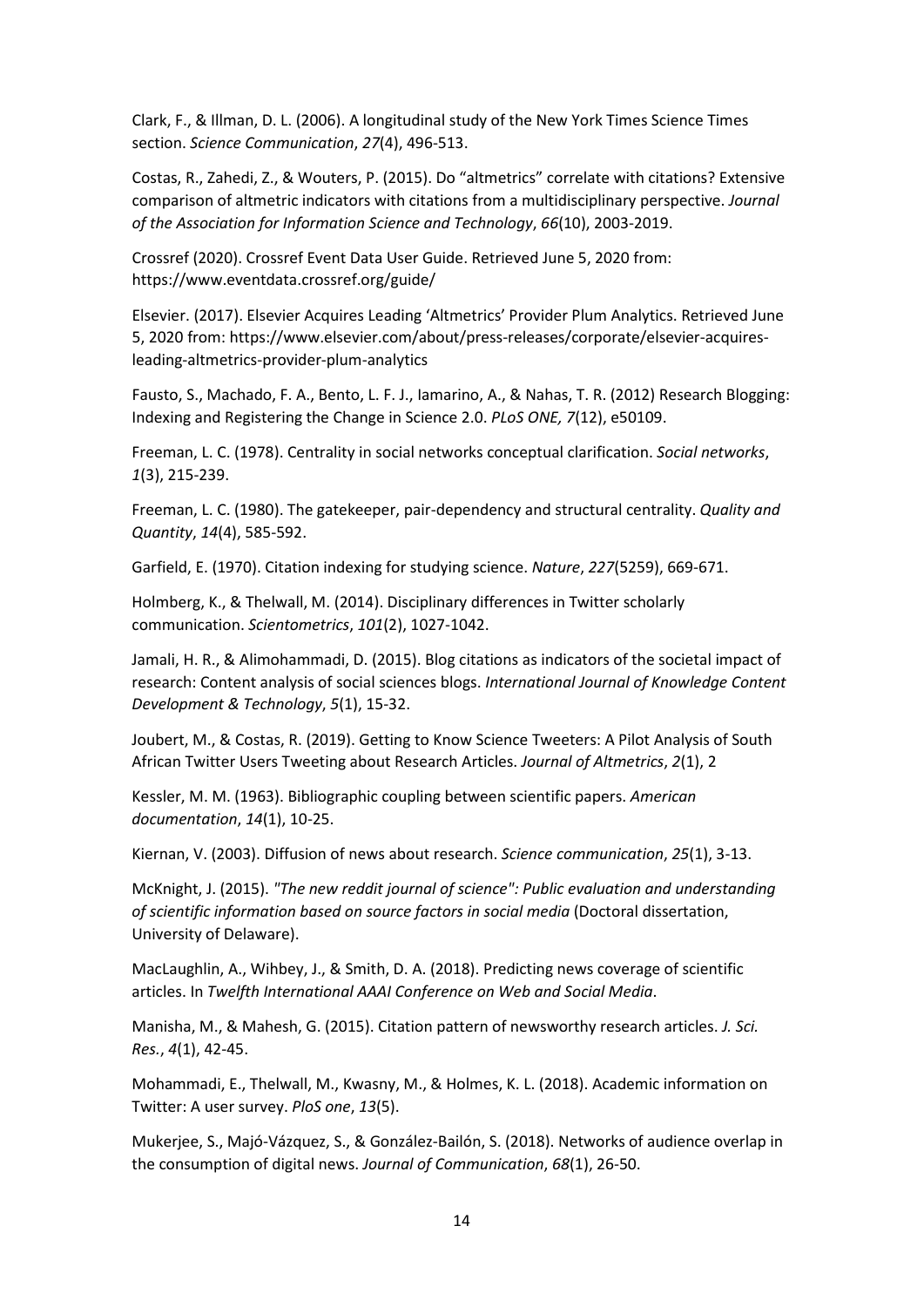Clark, F., & Illman, D. L. (2006). A longitudinal study of the New York Times Science Times section. *Science Communication*, *27*(4), 496-513.

Costas, R., Zahedi, Z., & Wouters, P. (2015). Do "altmetrics" correlate with citations? Extensive comparison of altmetric indicators with citations from a multidisciplinary perspective. *Journal of the Association for Information Science and Technology*, *66*(10), 2003-2019.

Crossref (2020). Crossref Event Data User Guide. Retrieved June 5, 2020 from: https://www.eventdata.crossref.org/guide/

Elsevier. (2017). Elsevier Acquires Leading 'Altmetrics' Provider Plum Analytics. Retrieved June 5, 2020 from: https://www.elsevier.com/about/press-releases/corporate/elsevier-acquires-leading-altmetrics-provider-plum-analytics

Fausto, S., Machado, F. A., Bento, L. F. J., Iamarino, A., & Nahas, T. R. (2012) Research Blogging: Indexing and Registering the Change in Science 2.0. *PLoS ONE, 7*(12), e50109.

Freeman, L. C. (1978). Centrality in social networks conceptual clarification. *Social networks*, *1*(3), 215-239.

Freeman, L. C. (1980). The gatekeeper, pair-dependency and structural centrality. *Quality and Quantity*, *14*(4), 585-592.

Garfield, E. (1970). Citation indexing for studying science. *Nature*, *227*(5259), 669-671.

Holmberg, K., & Thelwall, M. (2014). Disciplinary differences in Twitter scholarly communication. *Scientometrics*, *101*(2), 1027-1042.

Jamali, H. R., & Alimohammadi, D. (2015). Blog citations as indicators of the societal impact of research: Content analysis of social sciences blogs. *International Journal of Knowledge Content Development & Technology*, *5*(1), 15-32.

Joubert, M., & Costas, R. (2019). Getting to Know Science Tweeters: A Pilot Analysis of South African Twitter Users Tweeting about Research Articles. *Journal of Altmetrics*, *2*(1), 2

Kessler, M. M. (1963). Bibliographic coupling between scientific papers. *American documentation*, *14*(1), 10-25.

Kiernan, V. (2003). Diffusion of news about research. *Science communication*, *25*(1), 3-13.

McKnight, J. (2015). *"The new reddit journal of science": Public evaluation and understanding of scientific information based on source factors in social media* (Doctoral dissertation, University of Delaware).

MacLaughlin, A., Wihbey, J., & Smith, D. A. (2018). Predicting news coverage of scientific articles. In *Twelfth International AAAI Conference on Web and Social Media*.

Manisha, M., & Mahesh, G. (2015). Citation pattern of newsworthy research articles. *J. Sci. Res.*, *4*(1), 42-45.

Mohammadi, E., Thelwall, M., Kwasny, M., & Holmes, K. L. (2018). Academic information on Twitter: A user survey. *PloS one*, *13*(5).

Mukerjee, S., Majó-Vázquez, S., & González-Bailón, S. (2018). Networks of audience overlap in the consumption of digital news. *Journal of Communication*, *68*(1), 26-50.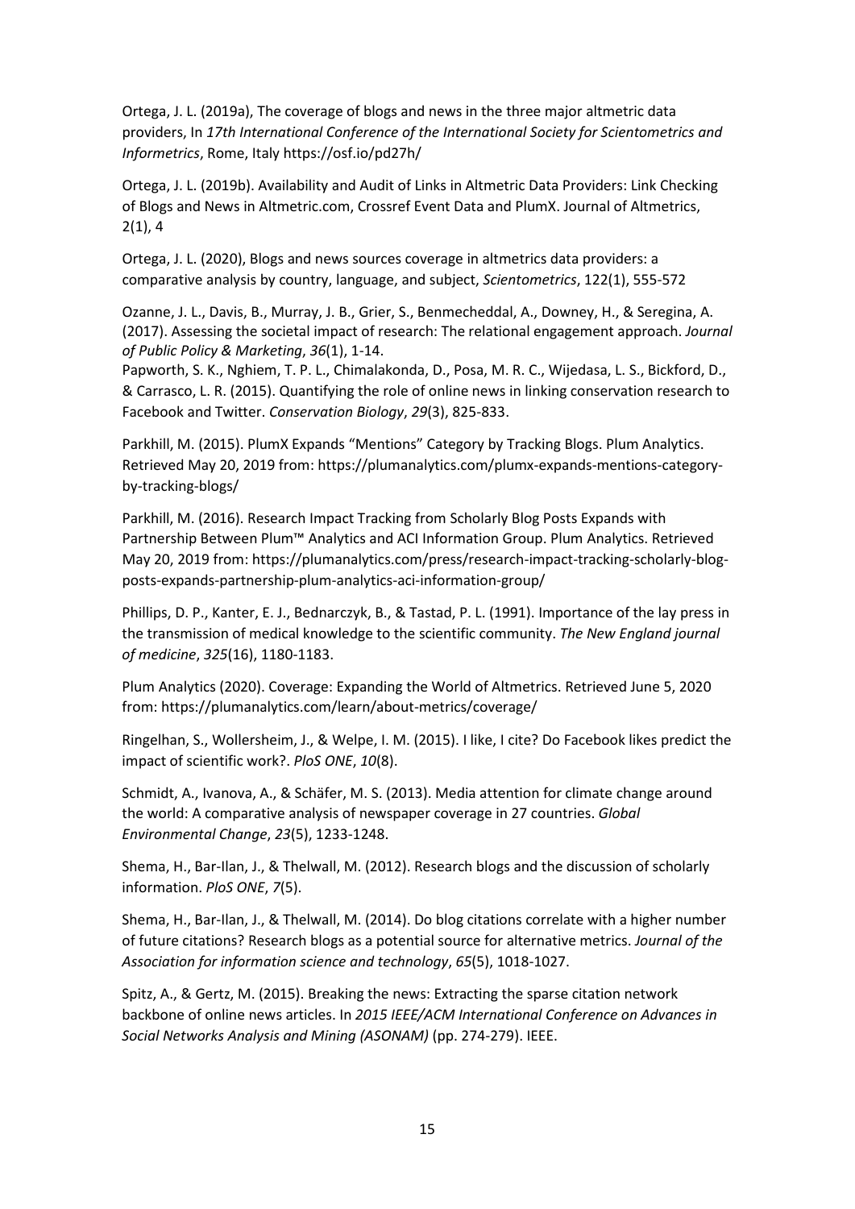Ortega, J. L. (2019a), The coverage of blogs and news in the three major altmetric data providers, In *17th International Conference of the International Society for Scientometrics and Informetrics*, Rome, Italy https://osf.io/pd27h/

Ortega, J. L. (2019b). Availability and Audit of Links in Altmetric Data Providers: Link Checking of Blogs and News in Altmetric.com, Crossref Event Data and PlumX. Journal of Altmetrics, 2(1), 4

Ortega, J. L. (2020), Blogs and news sources coverage in altmetrics data providers: a comparative analysis by country, language, and subject, *Scientometrics*, 122(1), 555-572

Ozanne, J. L., Davis, B., Murray, J. B., Grier, S., Benmecheddal, A., Downey, H., & Seregina, A. (2017). Assessing the societal impact of research: The relational engagement approach. *Journal of Public Policy & Marketing*, *36*(1), 1-14.

Papworth, S. K., Nghiem, T. P. L., Chimalakonda, D., Posa, M. R. C., Wijedasa, L. S., Bickford, D., & Carrasco, L. R. (2015). Quantifying the role of online news in linking conservation research to Facebook and Twitter. *Conservation Biology*, *29*(3), 825-833.

Parkhill, M. (2015). PlumX Expands "Mentions" Category by Tracking Blogs. Plum Analytics. Retrieved May 20, 2019 from: https://plumanalytics.com/plumx-expands-mentions-category-by-tracking-blogs/

Parkhill, M. (2016). Research Impact Tracking from Scholarly Blog Posts Expands with Partnership Between Plum™ Analytics and ACI Information Group. Plum Analytics. Retrieved May 20, 2019 from: https://plumanalytics.com/press/research-impact-tracking-scholarly-blog-posts-expands-partnership-plum-analytics-aci-information-group/

Phillips, D. P., Kanter, E. J., Bednarczyk, B., & Tastad, P. L. (1991). Importance of the lay press in the transmission of medical knowledge to the scientific community. *The New England journal of medicine*, *325*(16), 1180-1183.

Plum Analytics (2020). Coverage: Expanding the World of Altmetrics. Retrieved June 5, 2020 from: https://plumanalytics.com/learn/about-metrics/coverage/

Ringelhan, S., Wollersheim, J., & Welpe, I. M. (2015). I like, I cite? Do Facebook likes predict the impact of scientific work?. *PloS ONE*, *10*(8).

Schmidt, A., Ivanova, A., & Schäfer, M. S. (2013). Media attention for climate change around the world: A comparative analysis of newspaper coverage in 27 countries. *Global Environmental Change*, *23*(5), 1233-1248.

Shema, H., Bar-Ilan, J., & Thelwall, M. (2012). Research blogs and the discussion of scholarly information. *PloS ONE*, *7*(5).

Shema, H., Bar-Ilan, J., & Thelwall, M. (2014). Do blog citations correlate with a higher number of future citations? Research blogs as a potential source for alternative metrics. *Journal of the Association for information science and technology*, *65*(5), 1018-1027.

Spitz, A., & Gertz, M. (2015). Breaking the news: Extracting the sparse citation network backbone of online news articles. In *2015 IEEE/ACM International Conference on Advances in Social Networks Analysis and Mining (ASONAM)* (pp. 274-279). IEEE.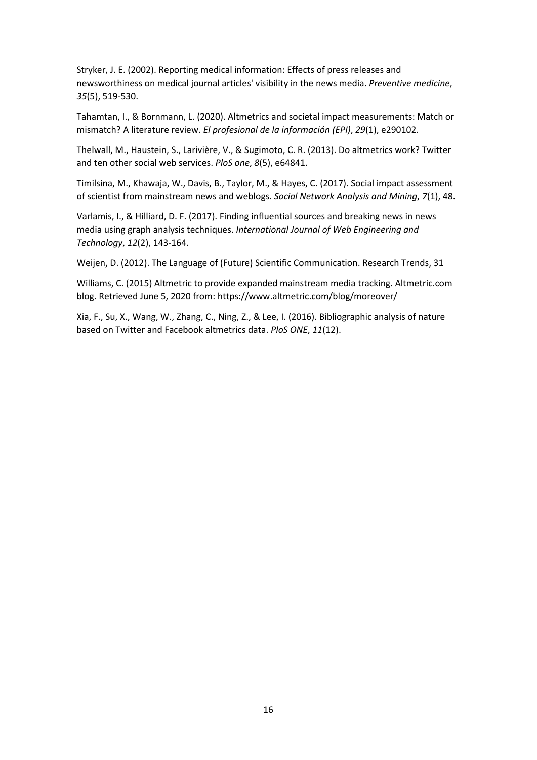Stryker, J. E. (2002). Reporting medical information: Effects of press releases and newsworthiness on medical journal articles' visibility in the news media. *Preventive medicine*, *35*(5), 519-530.

Tahamtan, I., & Bornmann, L. (2020). Altmetrics and societal impact measurements: Match or mismatch? A literature review. *El profesional de la información (EPI)*, *29*(1), e290102.

Thelwall, M., Haustein, S., Larivière, V., & Sugimoto, C. R. (2013). Do altmetrics work? Twitter and ten other social web services. *PloS one*, *8*(5), e64841.

Timilsina, M., Khawaja, W., Davis, B., Taylor, M., & Hayes, C. (2017). Social impact assessment of scientist from mainstream news and weblogs. *Social Network Analysis and Mining*, *7*(1), 48.

Varlamis, I., & Hilliard, D. F. (2017). Finding influential sources and breaking news in news media using graph analysis techniques. *International Journal of Web Engineering and Technology*, *12*(2), 143-164.

Weijen, D. (2012). The Language of (Future) Scientific Communication. Research Trends, 31

Williams, C. (2015) Altmetric to provide expanded mainstream media tracking. Altmetric.com blog. Retrieved June 5, 2020 from: https://www.altmetric.com/blog/moreover/

Xia, F., Su, X., Wang, W., Zhang, C., Ning, Z., & Lee, I. (2016). Bibliographic analysis of nature based on Twitter and Facebook altmetrics data. *PloS ONE*, *11*(12).